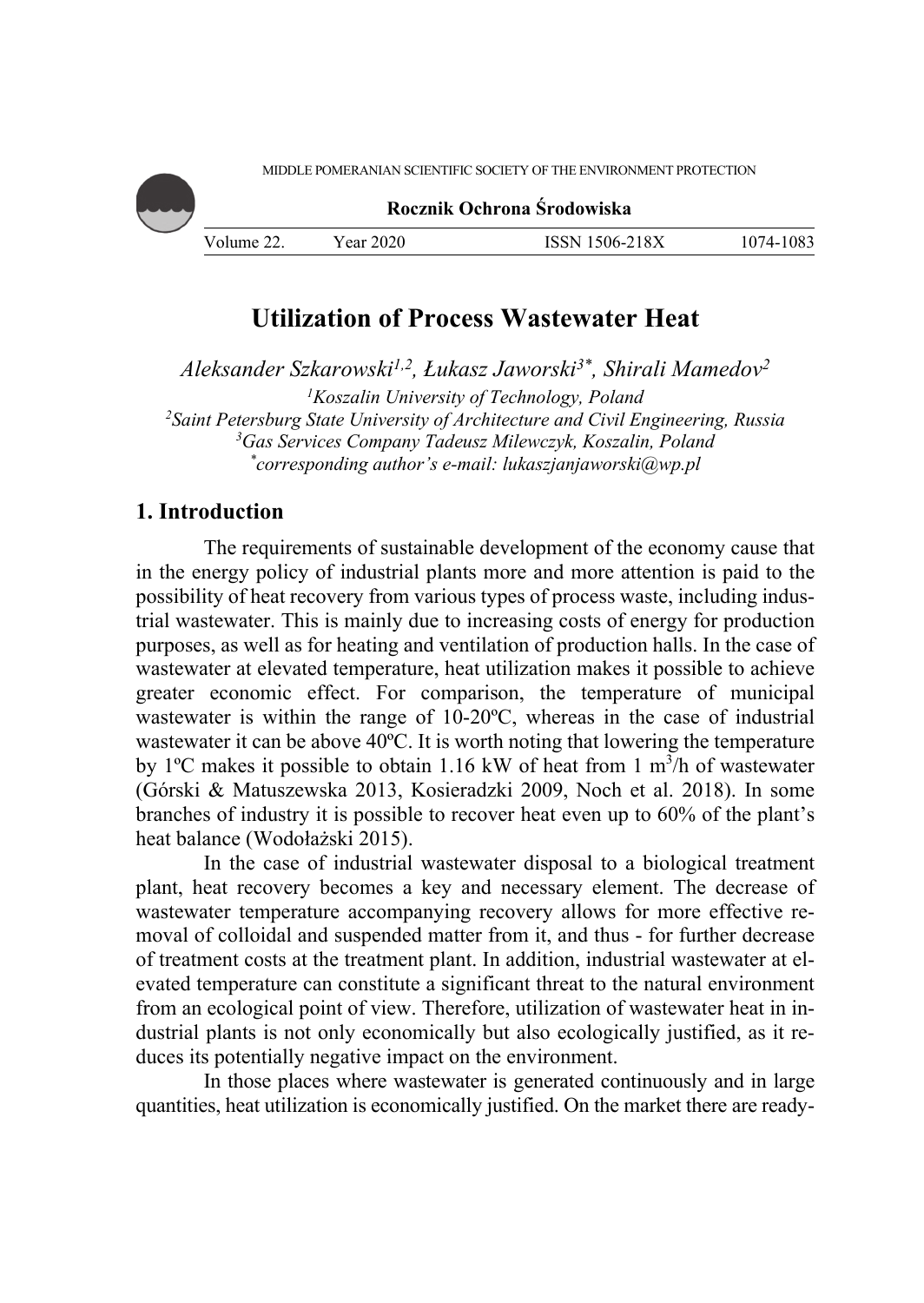# Utilization of Process Wastewater Heat

*Aleksander Szkarowski[1,2], Łukasz Jaworski[3*], Shirali Mamedov[2]*

[1]*Koszalin University of Technology, Poland*
[2]*Saint Petersburg State University of Architecture and Civil Engineering, Russia*
[3]*Gas Services Company Tadeusz Milewczyk, Koszalin, Poland*
[*]*corresponding author's e-mail: lukaszjanjaworski@wp.pl*

## 1. Introduction

The requirements of sustainable development of the economy cause that in the energy policy of industrial plants more and more attention is paid to the possibility of heat recovery from various types of process waste, including industrial wastewater. This is mainly due to increasing costs of energy for production purposes, as well as for heating and ventilation of production halls. In the case of wastewater at elevated temperature, heat utilization makes it possible to achieve greater economic effect. For comparison, the temperature of municipal wastewater is within the range of 10-20ºC, whereas in the case of industrial wastewater it can be above 40ºC. It is worth noting that lowering the temperature by 1ºC makes it possible to obtain 1.16 kW of heat from 1 $m^3/h$ of wastewater (Górski & Matuszewska 2013, Kosieradzki 2009, Noch et al. 2018). In some branches of industry it is possible to recover heat even up to 60% of the plant's heat balance (Wodołażski 2015).

In the case of industrial wastewater disposal to a biological treatment plant, heat recovery becomes a key and necessary element. The decrease of wastewater temperature accompanying recovery allows for more effective removal of colloidal and suspended matter from it, and thus - for further decrease of treatment costs at the treatment plant. In addition, industrial wastewater at elevated temperature can constitute a significant threat to the natural environment from an ecological point of view. Therefore, utilization of wastewater heat in industrial plants is not only economically but also ecologically justified, as it reduces its potentially negative impact on the environment.

In those places where wastewater is generated continuously and in large quantities, heat utilization is economically justified. On the market there are ready-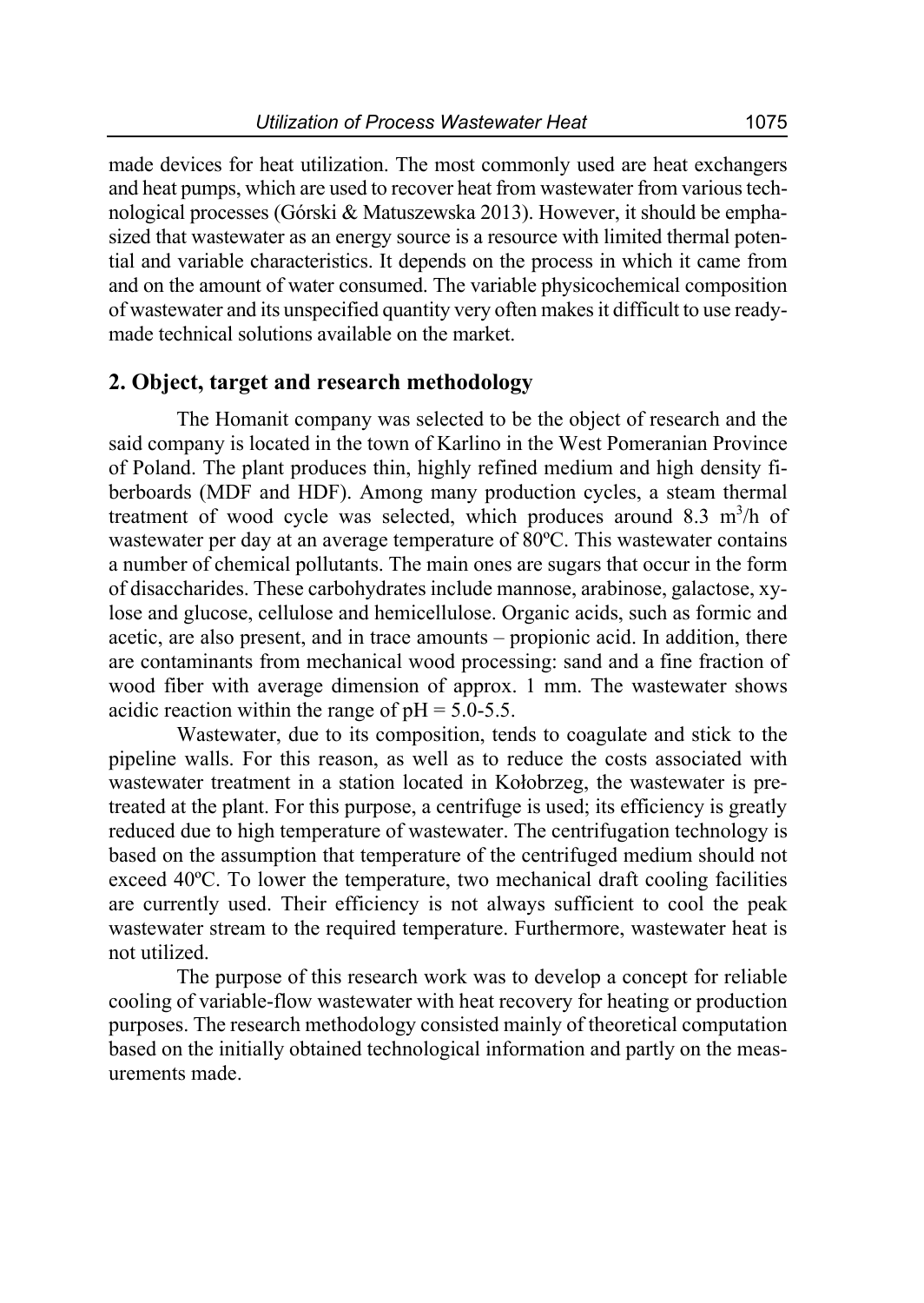made devices for heat utilization. The most commonly used are heat exchangers and heat pumps, which are used to recover heat from wastewater from various technological processes (Górski & Matuszewska 2013). However, it should be emphasized that wastewater as an energy source is a resource with limited thermal potential and variable characteristics. It depends on the process in which it came from and on the amount of water consumed. The variable physicochemical composition of wastewater and its unspecified quantity very often makes it difficult to use ready-made technical solutions available on the market.

## 2. Object, target and research methodology

The Homanit company was selected to be the object of research and the said company is located in the town of Karlino in the West Pomeranian Province of Poland. The plant produces thin, highly refined medium and high density fiberboards (MDF and HDF). Among many production cycles, a steam thermal treatment of wood cycle was selected, which produces around 8.3 $m^3/h$ of wastewater per day at an average temperature of 80ºC. This wastewater contains a number of chemical pollutants. The main ones are sugars that occur in the form of disaccharides. These carbohydrates include mannose, arabinose, galactose, xylose and glucose, cellulose and hemicellulose. Organic acids, such as formic and acetic, are also present, and in trace amounts – propionic acid. In addition, there are contaminants from mechanical wood processing: sand and a fine fraction of wood fiber with average dimension of approx. 1 mm. The wastewater shows acidic reaction within the range of pH = 5.0-5.5.

Wastewater, due to its composition, tends to coagulate and stick to the pipeline walls. For this reason, as well as to reduce the costs associated with wastewater treatment in a station located in Kołobrzeg, the wastewater is pretreated at the plant. For this purpose, a centrifuge is used; its efficiency is greatly reduced due to high temperature of wastewater. The centrifugation technology is based on the assumption that temperature of the centrifuged medium should not exceed 40ºC. To lower the temperature, two mechanical draft cooling facilities are currently used. Their efficiency is not always sufficient to cool the peak wastewater stream to the required temperature. Furthermore, wastewater heat is not utilized.

The purpose of this research work was to develop a concept for reliable cooling of variable-flow wastewater with heat recovery for heating or production purposes. The research methodology consisted mainly of theoretical computation based on the initially obtained technological information and partly on the measurements made.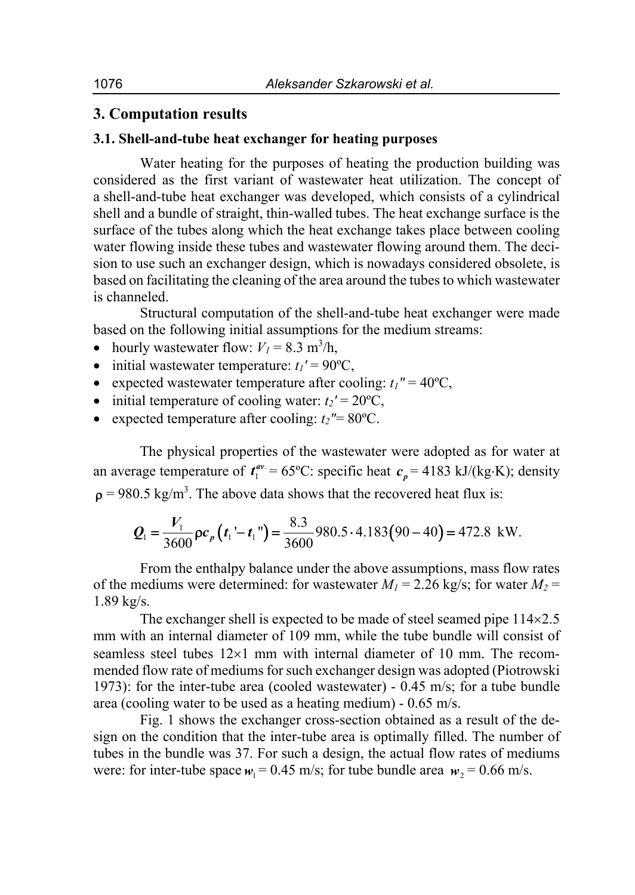## 3. Computation results

### 3.1. Shell-and-tube heat exchanger for heating purposes

Water heating for the purposes of heating the production building was considered as the first variant of wastewater heat utilization. The concept of a shell-and-tube heat exchanger was developed, which consists of a cylindrical shell and a bundle of straight, thin-walled tubes. The heat exchange surface is the surface of the tubes along which the heat exchange takes place between cooling water flowing inside these tubes and wastewater flowing around them. The decision to use such an exchanger design, which is nowadays considered obsolete, is based on facilitating the cleaning of the area around the tubes to which wastewater is channeled.

Structural computation of the shell-and-tube heat exchanger were made based on the following initial assumptions for the medium streams:

- hourly wastewater flow: $V_1$ = 8.3 m$^3$/h,
- initial wastewater temperature: $t_1'$ = 90ºC,
- expected wastewater temperature after cooling: $t_1''$ = 40ºC,
- initial temperature of cooling water: $t_2'$ = 20ºC,
- expected temperature after cooling: $t_2''$= 80ºC.

The physical properties of the wastewater were adopted as for water at an average temperature of $t_1^{av.}$ = 65ºC: specific heat $c_p$ = 4183 kJ/(kg·K); density $\rho$ = 980.5 kg/m$^3$. The above data shows that the recovered heat flux is:

$$Q_1 = \frac{V_1}{3600}\rho c_p\left(t_1' - t_1''\right) = \frac{8.3}{3600}980.5 \cdot 4.183\left(90 - 40\right) = 472.8 \text{ kW}.$$

From the enthalpy balance under the above assumptions, mass flow rates of the mediums were determined: for wastewater $M_1$ = 2.26 kg/s; for water $M_2$ = 1.89 kg/s.

The exchanger shell is expected to be made of steel seamed pipe 114×2.5 mm with an internal diameter of 109 mm, while the tube bundle will consist of seamless steel tubes 12×1 mm with internal diameter of 10 mm. The recommended flow rate of mediums for such exchanger design was adopted (Piotrowski 1973): for the inter-tube area (cooled wastewater) - 0.45 m/s; for a tube bundle area (cooling water to be used as a heating medium) - 0.65 m/s.

Fig. 1 shows the exchanger cross-section obtained as a result of the design on the condition that the inter-tube area is optimally filled. The number of tubes in the bundle was 37. For such a design, the actual flow rates of mediums were: for inter-tube space $w_1$ = 0.45 m/s; for tube bundle area $w_2$ = 0.66 m/s.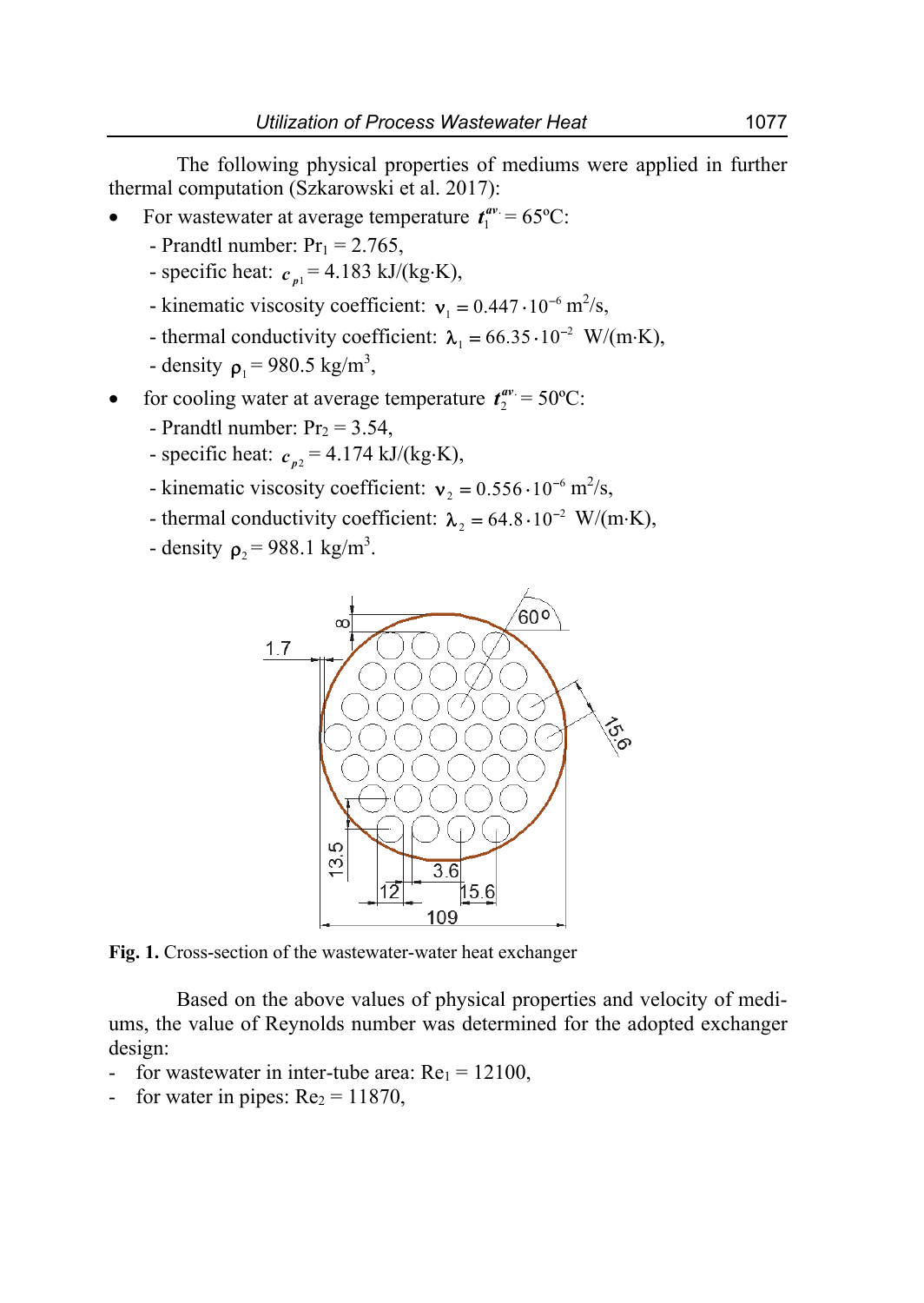The following physical properties of mediums were applied in further thermal computation (Szkarowski et al. 2017):

- For wastewater at average temperature $t_1^{av.} = 65^oC$:
  - Prandtl number: $Pr_1 = 2.765$,
  - specific heat: $c_{p1} = 4.183$ kJ/(kg·K),
  - kinematic viscosity coefficient: $\nu_1 = 0.447 \cdot 10^{-6}$ m$^2$/s,
  - thermal conductivity coefficient: $\lambda_1 = 66.35 \cdot 10^{-2}$ W/(m·K),
  - density $\rho_1 = 980.5$ kg/m$^3$,
- for cooling water at average temperature $t_2^{av.} = 50^oC$:
  - Prandtl number: $Pr_2 = 3.54$,
  - specific heat: $c_{p2} = 4.174$ kJ/(kg·K),
  - kinematic viscosity coefficient: $\nu_2 = 0.556 \cdot 10^{-6}$ m$^2$/s,
  - thermal conductivity coefficient: $\lambda_2 = 64.8 \cdot 10^{-2}$ W/(m·K),
  - density $\rho_2 = 988.1$ kg/m$^3$.

8
60°
1.7
15.6
13.5
3.6
12
15.6
109

**Fig. 1.** Cross-section of the wastewater-water heat exchanger

Based on the above values of physical properties and velocity of mediums, the value of Reynolds number was determined for the adopted exchanger design:

- for wastewater in inter-tube area: $Re_1 = 12100$,
- for water in pipes: $Re_2 = 11870$,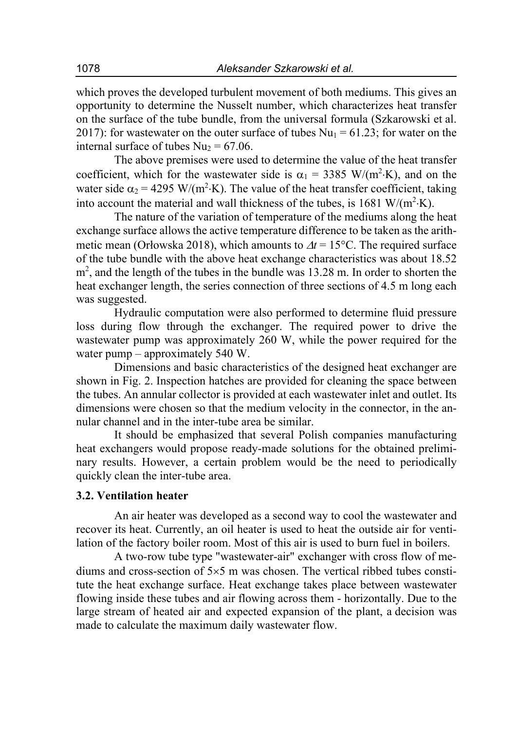which proves the developed turbulent movement of both mediums. This gives an opportunity to determine the Nusselt number, which characterizes heat transfer on the surface of the tube bundle, from the universal formula (Szkarowski et al. 2017): for wastewater on the outer surface of tubes $Nu_1 = 61.23$; for water on the internal surface of tubes $Nu_2 = 67.06$.

The above premises were used to determine the value of the heat transfer coefficient, which for the wastewater side is $\alpha_1 = 3385$ W/(m$^2$·K), and on the water side $\alpha_2 = 4295$ W/(m$^2$·K). The value of the heat transfer coefficient, taking into account the material and wall thickness of the tubes, is 1681 W/(m$^2$·K).

The nature of the variation of temperature of the mediums along the heat exchange surface allows the active temperature difference to be taken as the arithmetic mean (Orłowska 2018), which amounts to $\Delta t = 15$°C. The required surface of the tube bundle with the above heat exchange characteristics was about 18.52 m$^2$, and the length of the tubes in the bundle was 13.28 m. In order to shorten the heat exchanger length, the series connection of three sections of 4.5 m long each was suggested.

Hydraulic computation were also performed to determine fluid pressure loss during flow through the exchanger. The required power to drive the wastewater pump was approximately 260 W, while the power required for the water pump – approximately 540 W.

Dimensions and basic characteristics of the designed heat exchanger are shown in Fig. 2. Inspection hatches are provided for cleaning the space between the tubes. An annular collector is provided at each wastewater inlet and outlet. Its dimensions were chosen so that the medium velocity in the connector, in the annular channel and in the inter-tube area be similar.

It should be emphasized that several Polish companies manufacturing heat exchangers would propose ready-made solutions for the obtained preliminary results. However, a certain problem would be the need to periodically quickly clean the inter-tube area.

### 3.2. Ventilation heater

An air heater was developed as a second way to cool the wastewater and recover its heat. Currently, an oil heater is used to heat the outside air for ventilation of the factory boiler room. Most of this air is used to burn fuel in boilers.

A two-row tube type "wastewater-air" exchanger with cross flow of mediums and cross-section of 5×5 m was chosen. The vertical ribbed tubes constitute the heat exchange surface. Heat exchange takes place between wastewater flowing inside these tubes and air flowing across them - horizontally. Due to the large stream of heated air and expected expansion of the plant, a decision was made to calculate the maximum daily wastewater flow.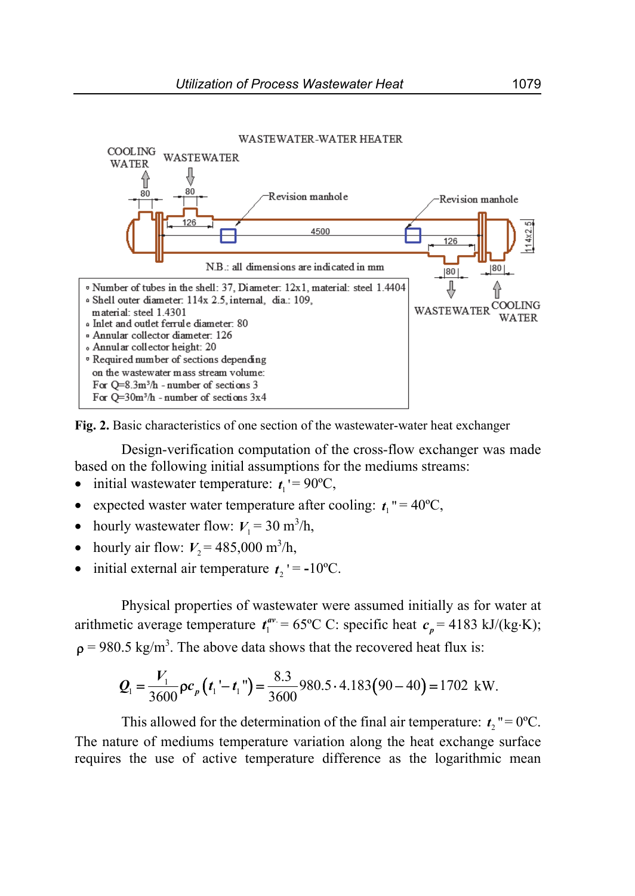WASTEWATER-WATER HEATER

COOLING WATER

WASTEWATER

80

80

Revision manhole

Revision manhole

126

4500

126

114x2.5

N.B.: all dimensions are indicated in mm

80

80

WASTEWATER

COOLING WATER

- Number of tubes in the shell: 37, Diameter: 12x1, material: steel 1.4404
- Shell outer diameter: 114x 2.5, internal, dia.: 109, material: steel 1.4301
- Inlet and outlet ferrule diameter: 80
- Annular collector diameter: 126
- Annular collector height: 20
- Required number of sections depending on the wastewater mass stream volume:
  For Q=8.3m³/h - number of sections 3
  For Q=30m³/h - number of sections 3x4

**Fig. 2.** Basic characteristics of one section of the wastewater-water heat exchanger

Design-verification computation of the cross-flow exchanger was made based on the following initial assumptions for the mediums streams:

- initial wastewater temperature: $t_1' = 90$ºC,
- expected waster water temperature after cooling: $t_1'' = 40$ºC,
- hourly wastewater flow: $V_1 = 30$ m$^3$/h,
- hourly air flow: $V_2 = 485{,}000$ m$^3$/h,
- initial external air temperature $t_2' = -10$ºC.

Physical properties of wastewater were assumed initially as for water at arithmetic average temperature $t_1^{av.} = 65$ºC C: specific heat $c_p = 4183$ kJ/(kg·K); $\rho = 980.5$ kg/m$^3$. The above data shows that the recovered heat flux is:

$$Q_1 = \frac{V_1}{3600}\rho c_p\left(t_1' - t_1''\right) = \frac{8.3}{3600}980.5 \cdot 4.183\left(90 - 40\right) = 1702 \text{ kW}.$$

This allowed for the determination of the final air temperature: $t_2'' = 0$ºC. The nature of mediums temperature variation along the heat exchange surface requires the use of active temperature difference as the logarithmic mean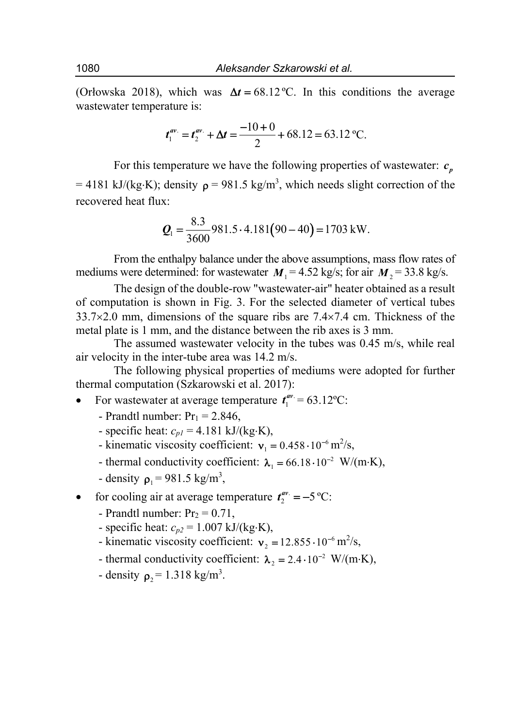(Orłowska 2018), which was $\Delta t = 68.12\,^{\circ}\mathrm{C}$. In this conditions the average wastewater temperature is:

$$t_1^{av.} = t_2^{av.} + \Delta t = \frac{-10+0}{2} + 68.12 = 63.12\,^{\circ}\mathrm{C}.$$

For this temperature we have the following properties of wastewater: $c_p$ = 4181 kJ/(kg·K); density $\rho$ = 981.5 kg/m$^3$, which needs slight correction of the recovered heat flux:

$$Q_1 = \frac{8.3}{3600} 981.5 \cdot 4.181 (90 - 40) = 1703\ \mathrm{kW}.$$

From the enthalpy balance under the above assumptions, mass flow rates of mediums were determined: for wastewater $M_1$ = 4.52 kg/s; for air $M_2$ = 33.8 kg/s.

The design of the double-row "wastewater-air" heater obtained as a result of computation is shown in Fig. 3. For the selected diameter of vertical tubes 33.7×2.0 mm, dimensions of the square ribs are 7.4×7.4 cm. Thickness of the metal plate is 1 mm, and the distance between the rib axes is 3 mm.

The assumed wastewater velocity in the tubes was 0.45 m/s, while real air velocity in the inter-tube area was 14.2 m/s.

The following physical properties of mediums were adopted for further thermal computation (Szkarowski et al. 2017):

- For wastewater at average temperature $t_1^{av.}$ = 63.12ºC:
  - Prandtl number: $Pr_1$ = 2.846,
  - specific heat: $c_{p1}$ = 4.181 kJ/(kg·K),
  - kinematic viscosity coefficient: $\nu_1 = 0.458 \cdot 10^{-6}$ m$^2$/s,
  - thermal conductivity coefficient: $\lambda_1 = 66.18 \cdot 10^{-2}$ W/(m·K),
  - density $\rho_1$ = 981.5 kg/m$^3$,
- for cooling air at average temperature $t_2^{av.} = -5\,^{\circ}\mathrm{C}$:
  - Prandtl number: $Pr_2$ = 0.71,
  - specific heat: $c_{p2}$ = 1.007 kJ/(kg·K),
  - kinematic viscosity coefficient: $\nu_2 = 12.855 \cdot 10^{-6}$ m$^2$/s,
  - thermal conductivity coefficient: $\lambda_2 = 2.4 \cdot 10^{-2}$ W/(m·K),
  - density $\rho_2$ = 1.318 kg/m$^3$.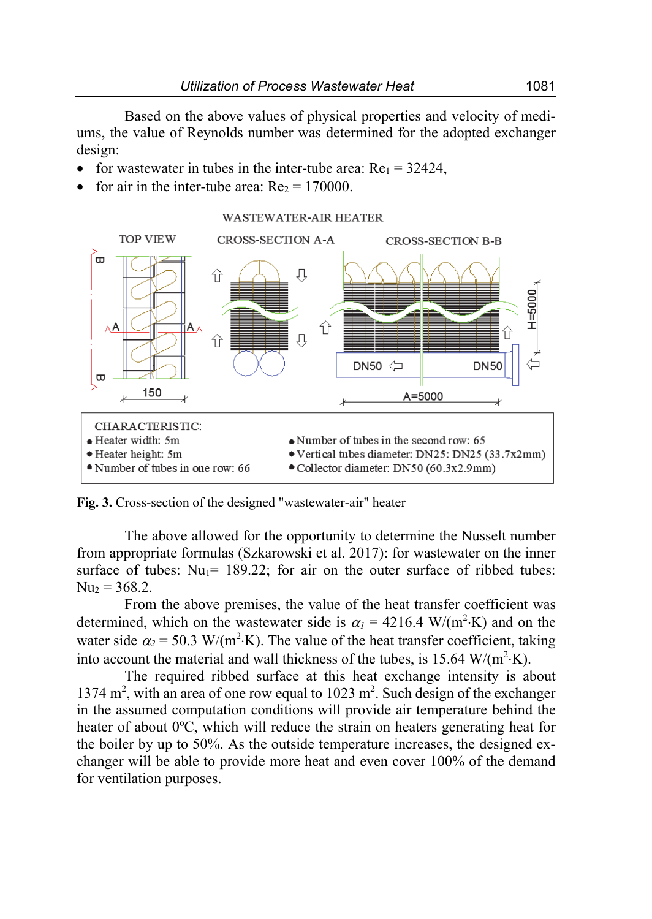Based on the above values of physical properties and velocity of mediums, the value of Reynolds number was determined for the adopted exchanger design:

- for wastewater in tubes in the inter-tube area: $Re_1$ = 32424,
- for air in the inter-tube area: $Re_2$ = 170000.

WASTEWATER-AIR HEATER

TOP VIEW

CROSS-SECTION A-A

CROSS-SECTION B-B

B

A

A

B

150

DN50

DN50

H=5000

A=5000

CHARACTERISTIC:
- Heater width: 5m
- Heater height: 5m
- Number of tubes in one row: 66
- Number of tubes in the second row: 65
- Vertical tubes diameter: DN25: DN25 (33.7x2mm)
- Collector diameter: DN50 (60.3x2.9mm)

**Fig. 3.** Cross-section of the designed "wastewater-air" heater

The above allowed for the opportunity to determine the Nusselt number from appropriate formulas (Szkarowski et al. 2017): for wastewater on the inner surface of tubes: $Nu_1$= 189.22; for air on the outer surface of ribbed tubes: $Nu_2$ = 368.2.

From the above premises, the value of the heat transfer coefficient was determined, which on the wastewater side is $\alpha_1$ = 4216.4 W/(m$^2$·K) and on the water side $\alpha_2$ = 50.3 W/(m$^2$·K). The value of the heat transfer coefficient, taking into account the material and wall thickness of the tubes, is 15.64 W/(m$^2$·K).

The required ribbed surface at this heat exchange intensity is about 1374 m$^2$, with an area of one row equal to 1023 m$^2$. Such design of the exchanger in the assumed computation conditions will provide air temperature behind the heater of about 0ºC, which will reduce the strain on heaters generating heat for the boiler by up to 50%. As the outside temperature increases, the designed exchanger will be able to provide more heat and even cover 100% of the demand for ventilation purposes.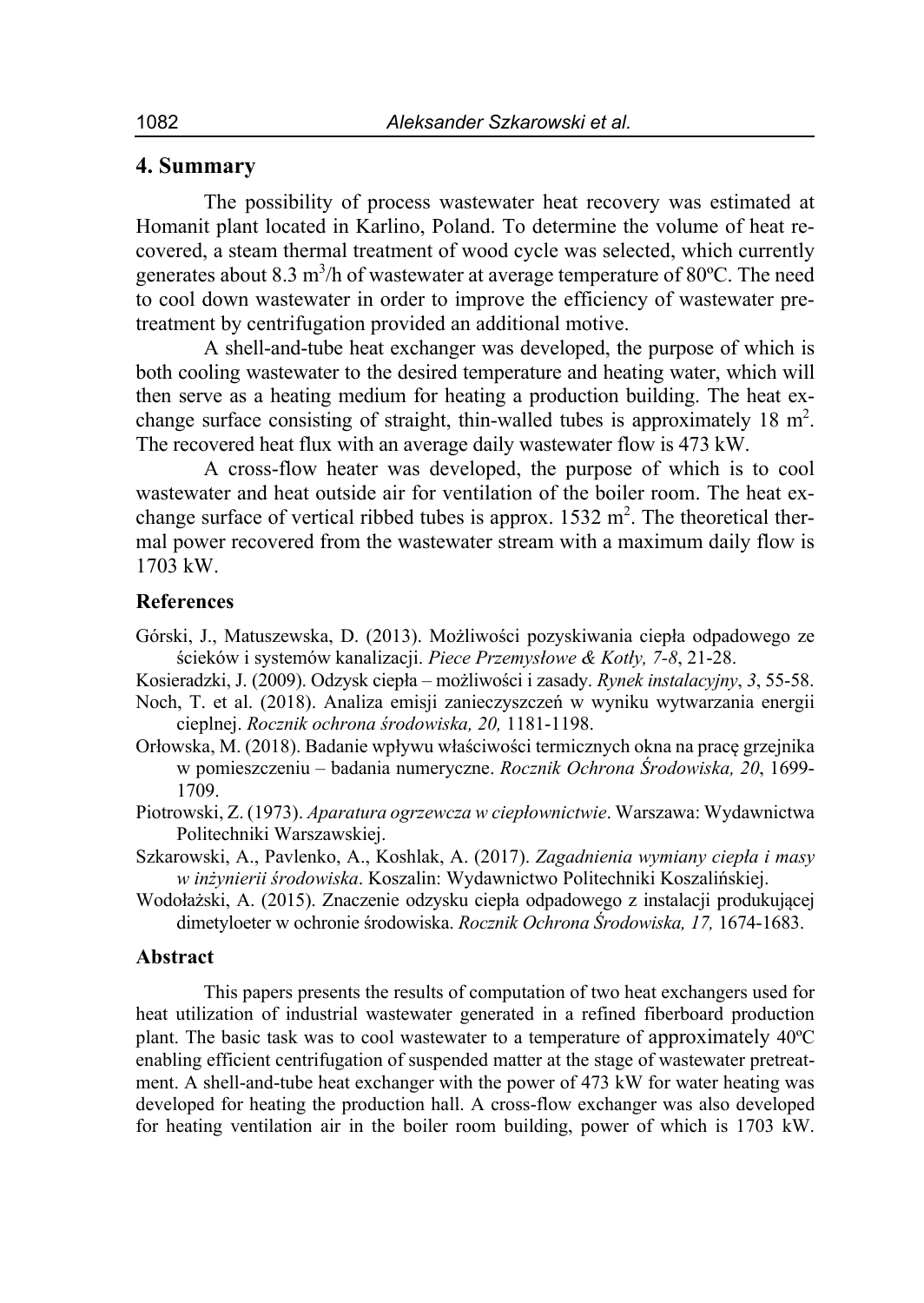## 4. Summary

The possibility of process wastewater heat recovery was estimated at Homanit plant located in Karlino, Poland. To determine the volume of heat recovered, a steam thermal treatment of wood cycle was selected, which currently generates about 8.3 $m^3$/h of wastewater at average temperature of 80ºC. The need to cool down wastewater in order to improve the efficiency of wastewater pretreatment by centrifugation provided an additional motive.

A shell-and-tube heat exchanger was developed, the purpose of which is both cooling wastewater to the desired temperature and heating water, which will then serve as a heating medium for heating a production building. The heat exchange surface consisting of straight, thin-walled tubes is approximately 18 $m^2$. The recovered heat flux with an average daily wastewater flow is 473 kW.

A cross-flow heater was developed, the purpose of which is to cool wastewater and heat outside air for ventilation of the boiler room. The heat exchange surface of vertical ribbed tubes is approx. 1532 $m^2$. The theoretical thermal power recovered from the wastewater stream with a maximum daily flow is 1703 kW.

### References

Górski, J., Matuszewska, D. (2013). Możliwości pozyskiwania ciepła odpadowego ze ścieków i systemów kanalizacji. *Piece Przemysłowe & Kotły, 7-8*, 21-28.

Kosieradzki, J. (2009). Odzysk ciepła – możliwości i zasady. *Rynek instalacyjny*, *3*, 55-58.

Noch, T. et al. (2018). Analiza emisji zanieczyszczeń w wyniku wytwarzania energii cieplnej. *Rocznik ochrona środowiska, 20,* 1181-1198.

Orłowska, M. (2018). Badanie wpływu właściwości termicznych okna na pracę grzejnika w pomieszczeniu – badania numeryczne. *Rocznik Ochrona Środowiska, 20*, 1699-1709.

Piotrowski, Z. (1973). *Aparatura ogrzewcza w ciepłownictwie*. Warszawa: Wydawnictwa Politechniki Warszawskiej.

Szkarowski, A., Pavlenko, A., Koshlak, A. (2017). *Zagadnienia wymiany ciepła i masy w inżynierii środowiska*. Koszalin: Wydawnictwo Politechniki Koszalińskiej.

Wodołażski, A. (2015). Znaczenie odzysku ciepła odpadowego z instalacji produkującej dimetyloeter w ochronie środowiska. *Rocznik Ochrona Środowiska, 17,* 1674-1683.

### Abstract

This papers presents the results of computation of two heat exchangers used for heat utilization of industrial wastewater generated in a refined fiberboard production plant. The basic task was to cool wastewater to a temperature of approximately 40ºC enabling efficient centrifugation of suspended matter at the stage of wastewater pretreatment. A shell-and-tube heat exchanger with the power of 473 kW for water heating was developed for heating the production hall. A cross-flow exchanger was also developed for heating ventilation air in the boiler room building, power of which is 1703 kW.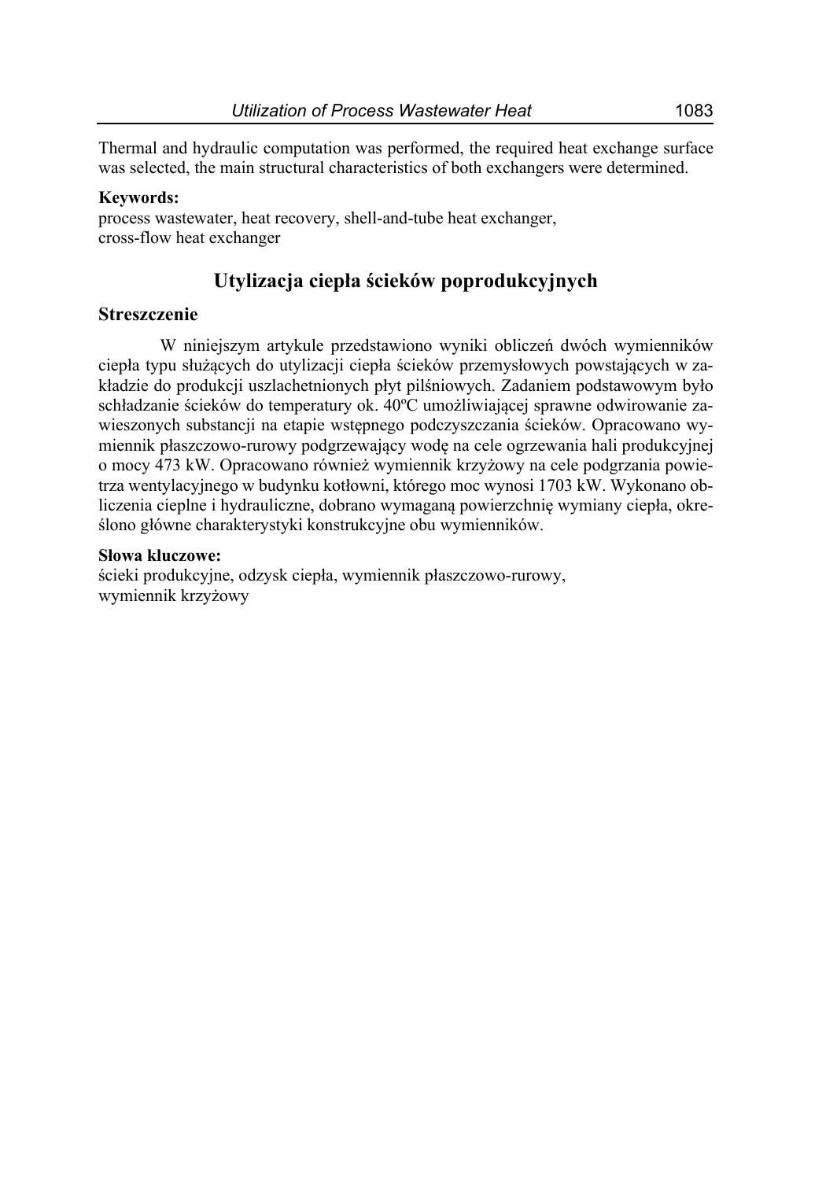Thermal and hydraulic computation was performed, the required heat exchange surface was selected, the main structural characteristics of both exchangers were determined.

**Keywords:**
process wastewater, heat recovery, shell-and-tube heat exchanger, cross-flow heat exchanger

## Utylizacja ciepła ścieków poprodukcyjnych

### Streszczenie

W niniejszym artykule przedstawiono wyniki obliczeń dwóch wymienników ciepła typu służących do utylizacji ciepła ścieków przemysłowych powstających w zakładzie do produkcji uszlachetnionych płyt pilśniowych. Zadaniem podstawowym było schładzanie ścieków do temperatury ok. 40ºC umożliwiającej sprawne odwirowanie zawieszonych substancji na etapie wstępnego podczyszczania ścieków. Opracowano wymiennik płaszczowo-rurowy podgrzewający wodę na cele ogrzewania hali produkcyjnej o mocy 473 kW. Opracowano również wymiennik krzyżowy na cele podgrzania powietrza wentylacyjnego w budynku kotłowni, którego moc wynosi 1703 kW. Wykonano obliczenia cieplne i hydrauliczne, dobrano wymaganą powierzchnię wymiany ciepła, określono główne charakterystyki konstrukcyjne obu wymienników.

**Słowa kluczowe:**
ścieki produkcyjne, odzysk ciepła, wymiennik płaszczowo-rurowy, wymiennik krzyżowy